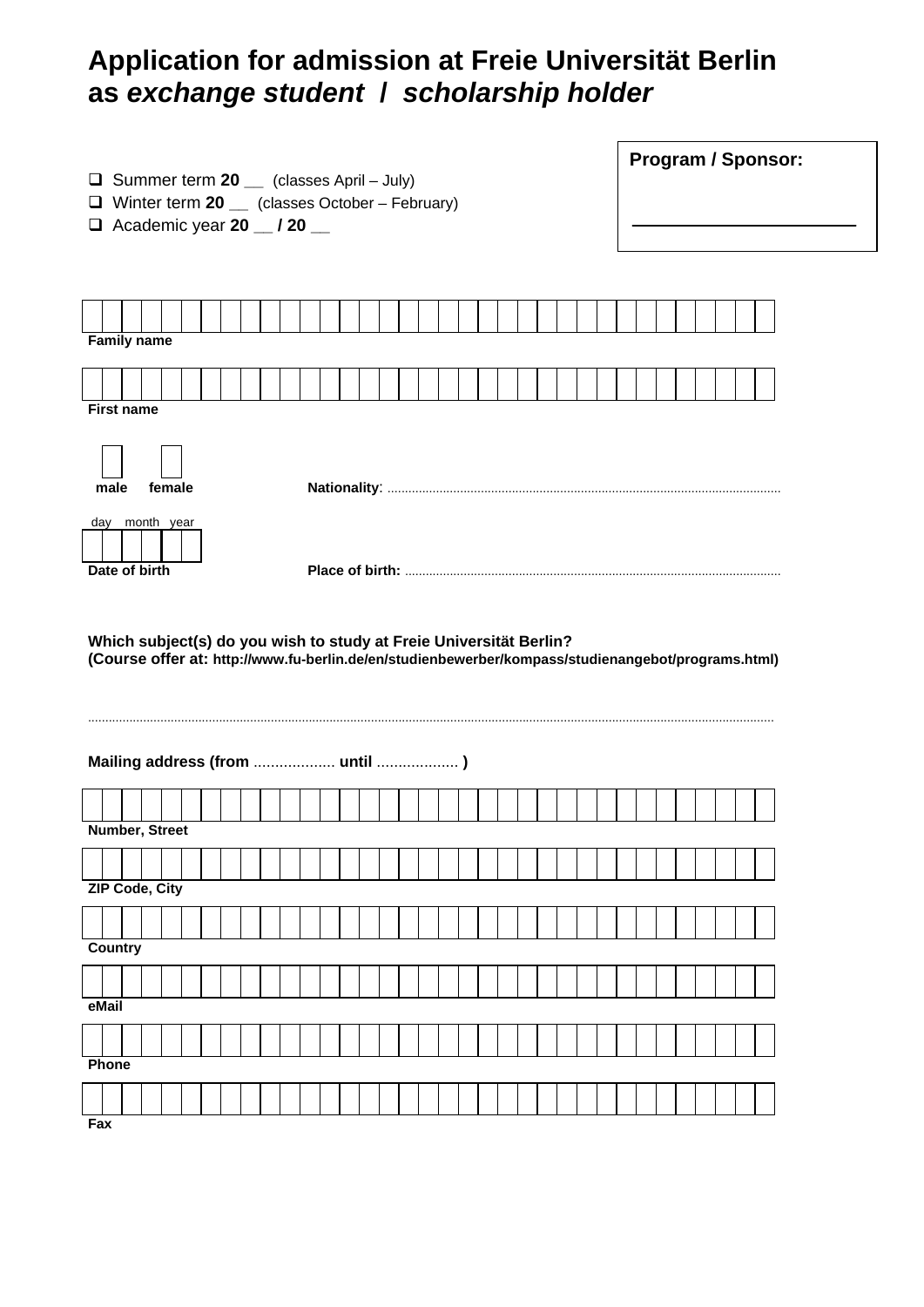# Application for admission at Freie Universität Berlin as *exchange student / scholarship holder*

**Program / Sponsor:**

______________________

- ❑ Summer term **20 __** (classes April – July)
- ❑ Winter term **20 __** (classes October – February)
- ❑ Academic year **20 __ / 20 __**

**Family name**

**First name**

☐ **male** ☐ **female**

**Nationality**: ..........................................................................................................................

day month year

**Date of birth**

**Place of birth:** ..........................................................................................................................

**Which subject(s) do you wish to study at Freie Universität Berlin?**
**(Course offer at: http://www.fu-berlin.de/en/studienbewerber/kompass/studienangebot/programs.html)**

..........................................................................................................................................................................................

**Mailing address (from ................... until ................... )**

**Number, Street**

**ZIP Code, City**

**Country**

**eMail**

**Phone**

**Fax**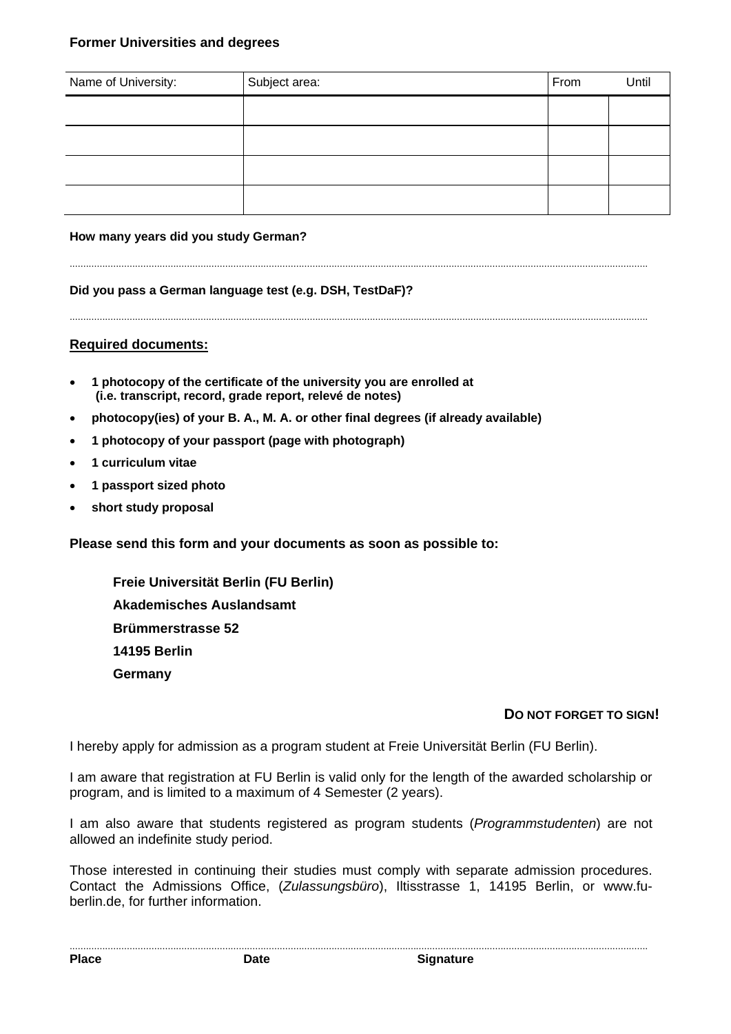**Former Universities and degrees**

| Name of University: | Subject area: | From | Until |
|---|---|---|---|
| | | | |
| | | | |
| | | | |
| | | | |

**How many years did you study German?**

.................................................................................................................................................................................................

**Did you pass a German language test (e.g. DSH, TestDaF)?**

.................................................................................................................................................................................................

**Required documents:**

- **1 photocopy of the certificate of the university you are enrolled at (i.e. transcript, record, grade report, relevé de notes)**
- **photocopy(ies) of your B. A., M. A. or other final degrees (if already available)**
- **1 photocopy of your passport (page with photograph)**
- **1 curriculum vitae**
- **1 passport sized photo**
- **short study proposal**

**Please send this form and your documents as soon as possible to:**

**Freie Universität Berlin (FU Berlin)**
**Akademisches Auslandsamt**
**Brümmerstrasse 52**
**14195 Berlin**
**Germany**

**DO NOT FORGET TO SIGN!**

I hereby apply for admission as a program student at Freie Universität Berlin (FU Berlin).

I am aware that registration at FU Berlin is valid only for the length of the awarded scholarship or program, and is limited to a maximum of 4 Semester (2 years).

I am also aware that students registered as program students (*Programmstudenten*) are not allowed an indefinite study period.

Those interested in continuing their studies must comply with separate admission procedures. Contact the Admissions Office, (*Zulassungsbüro*), Iltisstrasse 1, 14195 Berlin, or www.fu-berlin.de, for further information.

.................................................................................................................................................................................................

**Place** **Date** **Signature**